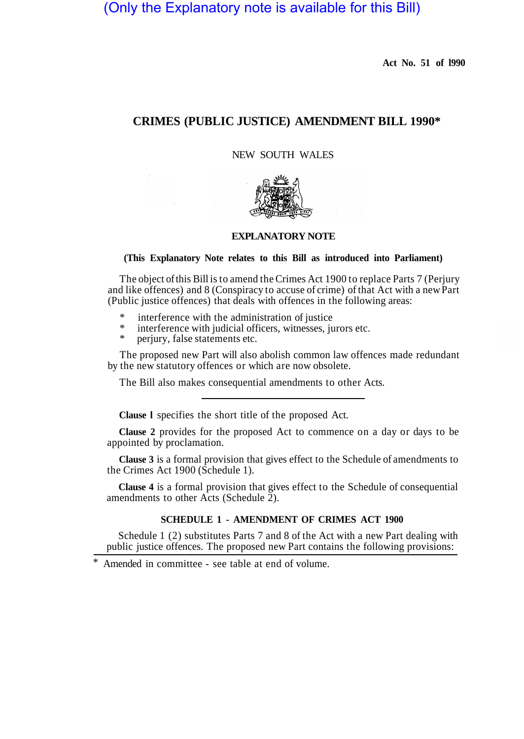(Only the Explanatory note is available for this Bill)

**Act No. 51 of 1990**

# CRIMES (PUBLIC JUSTICE) AMENDMENT BILL 1990*

NEW SOUTH WALES

## EXPLANATORY NOTE

**(This Explanatory Note relates to this Bill as introduced into Parliament)**

The object of this Bill is to amend the Crimes Act 1900 to replace Parts 7 (Perjury and like offences) and 8 (Conspiracy to accuse of crime) of that Act with a new Part (Public justice offences) that deals with offences in the following areas:

* interference with the administration of justice
* interference with judicial officers, witnesses, jurors etc.
* perjury, false statements etc.

The proposed new Part will also abolish common law offences made redundant by the new statutory offences or which are now obsolete.

The Bill also makes consequential amendments to other Acts.

---

**Clause 1** specifies the short title of the proposed Act.

**Clause 2** provides for the proposed Act to commence on a day or days to be appointed by proclamation.

**Clause 3** is a formal provision that gives effect to the Schedule of amendments to the Crimes Act 1900 (Schedule 1).

**Clause 4** is a formal provision that gives effect to the Schedule of consequential amendments to other Acts (Schedule 2).

### SCHEDULE 1 - AMENDMENT OF CRIMES ACT 1900

Schedule 1 (2) substitutes Parts 7 and 8 of the Act with a new Part dealing with public justice offences. The proposed new Part contains the following provisions:

\* Amended in committee - see table at end of volume.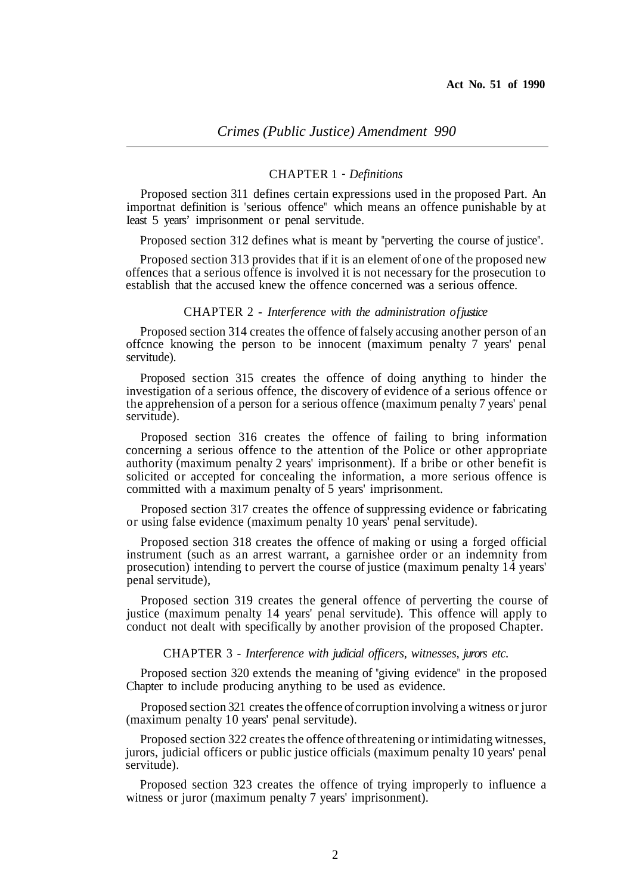CHAPTER 1 - *Definitions*

Proposed section 311 defines certain expressions used in the proposed Part. An importnat definition is "serious offence" which means an offence punishable by at Ieast 5 years' imprisonment or penal servitude.

Proposed section 312 defines what is meant by "perverting the course of justice".

Proposed section 313 provides that if it is an element of one of the proposed new offences that a serious offence is involved it is not necessary for the prosecution to establish that the accused knew the offence concerned was a serious offence.

CHAPTER 2 - *Interference with the administration of justice*

Proposed section 314 creates the offence of falsely accusing another person of an offcnce knowing the person to be innocent (maximum penalty 7 years' penal servitude).

Proposed section 315 creates the offence of doing anything to hinder the investigation of a serious offence, the discovery of evidence of a serious offence or the apprehension of a person for a serious offence (maximum penalty 7 years' penal servitude).

Proposed section 316 creates the offence of failing to bring information concerning a serious offence to the attention of the Police or other appropriate authority (maximum penalty 2 years' imprisonment). If a bribe or other benefit is solicited or accepted for concealing the information, a more serious offence is committed with a maximum penalty of 5 years' imprisonment.

Proposed section 317 creates the offence of suppressing evidence or fabricating or using false evidence (maximum penalty 10 years' penal servitude).

Proposed section 318 creates the offence of making or using a forged official instrument (such as an arrest warrant, a garnishee order or an indemnity from prosecution) intending to pervert the course of justice (maximum penalty 14 years' penal servitude),

Proposed section 319 creates the general offence of perverting the course of justice (maximum penalty 14 years' penal servitude). This offence will apply to conduct not dealt with specifically by another provision of the proposed Chapter.

CHAPTER 3 - *Interference with judicial officers, witnesses, jurors etc.*

Proposed section 320 extends the meaning of "giving evidence" in the proposed Chapter to include producing anything to be used as evidence.

Proposed section 321 creates the offence of corruption involving a witness or juror (maximum penalty 10 years' penal servitude).

Proposed section 322 creates the offence of threatening or intimidating witnesses, jurors, judicial officers or public justice officials (maximum penalty 10 years' penal servitude).

Proposed section 323 creates the offence of trying improperly to influence a witness or juror (maximum penalty 7 years' imprisonment).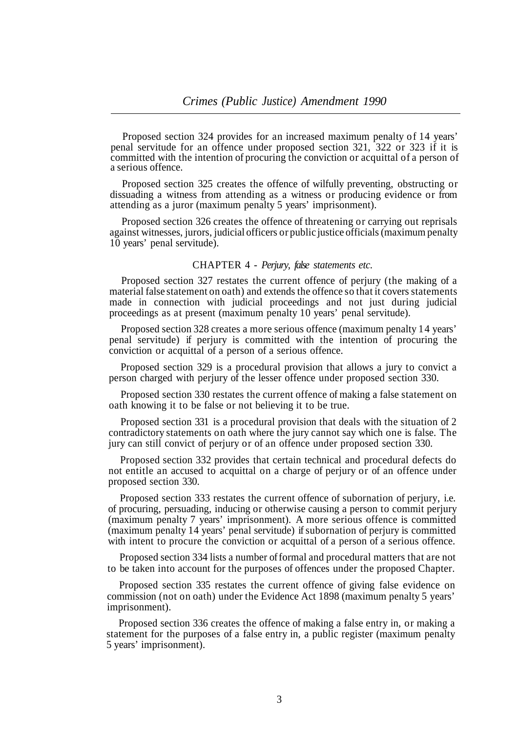Proposed section 324 provides for an increased maximum penalty of 14 years' penal servitude for an offence under proposed section 321, 322 or 323 if it is committed with the intention of procuring the conviction or acquittal of a person of a serious offence.

Proposed section 325 creates the offence of wilfully preventing, obstructing or dissuading a witness from attending as a witness or producing evidence or from attending as a juror (maximum penalty 5 years' imprisonment).

Proposed section 326 creates the offence of threatening or carrying out reprisals against witnesses, jurors, judicial officers or public justice officials (maximum penalty 10 years' penal servitude).

## CHAPTER 4 - *Perjury, false statements etc.*

Proposed section 327 restates the current offence of perjury (the making of a material false statement on oath) and extends the offence so that it covers statements made in connection with judicial proceedings and not just during judicial proceedings as at present (maximum penalty 10 years' penal servitude).

Proposed section 328 creates a more serious offence (maximum penalty 14 years' penal servitude) if perjury is committed with the intention of procuring the conviction or acquittal of a person of a serious offence.

Proposed section 329 is a procedural provision that allows a jury to convict a person charged with perjury of the lesser offence under proposed section 330.

Proposed section 330 restates the current offence of making a false statement on oath knowing it to be false or not believing it to be true.

Proposed section 331 is a procedural provision that deals with the situation of 2 contradictory statements on oath where the jury cannot say which one is false. The jury can still convict of perjury or of an offence under proposed section 330.

Proposed section 332 provides that certain technical and procedural defects do not entitle an accused to acquittal on a charge of perjury or of an offence under proposed section 330.

Proposed section 333 restates the current offence of subornation of perjury, i.e. of procuring, persuading, inducing or otherwise causing a person to commit perjury (maximum penalty 7 years' imprisonment). A more serious offence is committed (maximum penalty 14 years' penal servitude) if subornation of perjury is committed with intent to procure the conviction or acquittal of a person of a serious offence.

Proposed section 334 lists a number of formal and procedural matters that are not to be taken into account for the purposes of offences under the proposed Chapter.

Proposed section 335 restates the current offence of giving false evidence on commission (not on oath) under the Evidence Act 1898 (maximum penalty 5 years' imprisonment).

Proposed section 336 creates the offence of making a false entry in, or making a statement for the purposes of a false entry in, a public register (maximum penalty 5 years' imprisonment).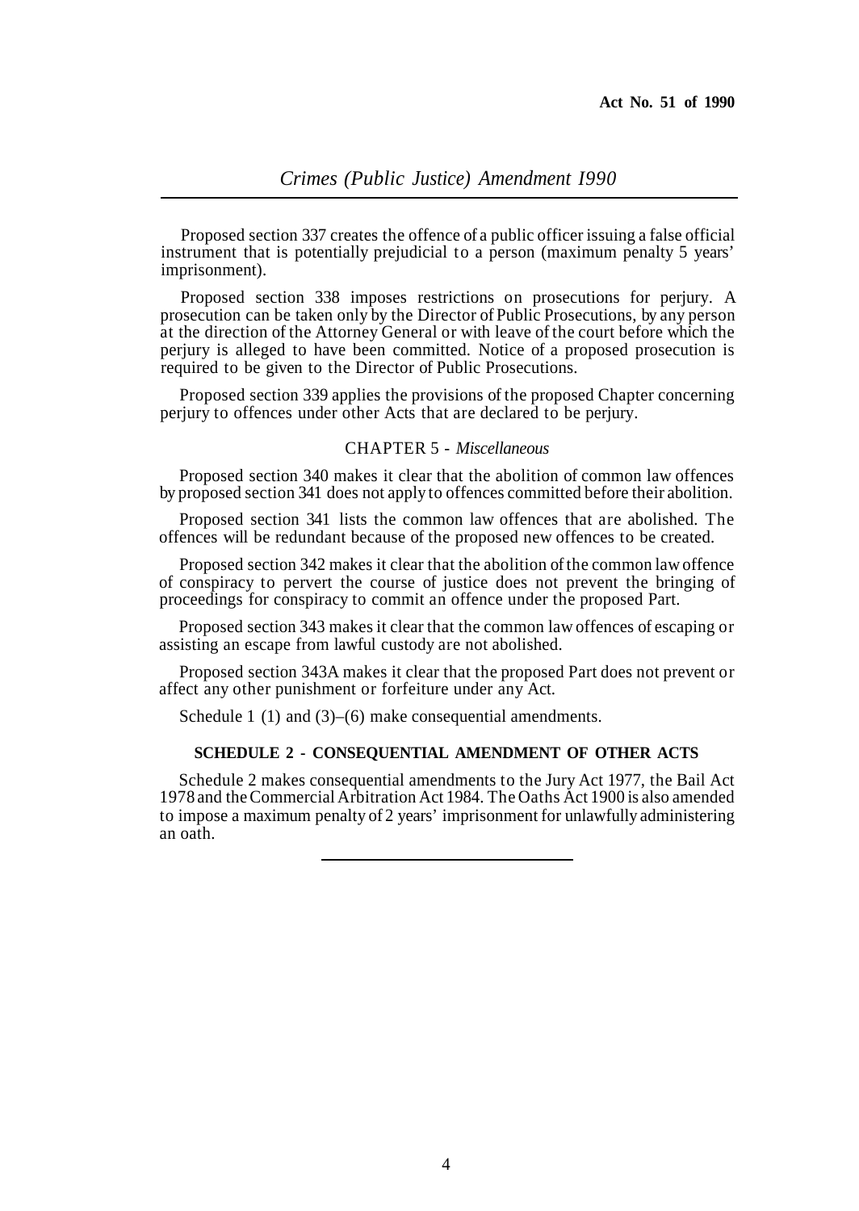Proposed section 337 creates the offence of a public officer issuing a false official instrument that is potentially prejudicial to a person (maximum penalty 5 years' imprisonment).

Proposed section 338 imposes restrictions on prosecutions for perjury. A prosecution can be taken only by the Director of Public Prosecutions, by any person at the direction of the Attorney General or with leave of the court before which the perjury is alleged to have been committed. Notice of a proposed prosecution is required to be given to the Director of Public Prosecutions.

Proposed section 339 applies the provisions of the proposed Chapter concerning perjury to offences under other Acts that are declared to be perjury.

### CHAPTER 5 - *Miscellaneous*

Proposed section 340 makes it clear that the abolition of common law offences by proposed section 341 does not apply to offences committed before their abolition.

Proposed section 341 lists the common law offences that are abolished. The offences will be redundant because of the proposed new offences to be created.

Proposed section 342 makes it clear that the abolition of the common law offence of conspiracy to pervert the course of justice does not prevent the bringing of proceedings for conspiracy to commit an offence under the proposed Part.

Proposed section 343 makes it clear that the common law offences of escaping or assisting an escape from lawful custody are not abolished.

Proposed section 343A makes it clear that the proposed Part does not prevent or affect any other punishment or forfeiture under any Act.

Schedule 1 (1) and (3)–(6) make consequential amendments.

### SCHEDULE 2 - CONSEQUENTIAL AMENDMENT OF OTHER ACTS

Schedule 2 makes consequential amendments to the Jury Act 1977, the Bail Act 1978 and the Commercial Arbitration Act 1984. The Oaths Act 1900 is also amended to impose a maximum penalty of 2 years' imprisonment for unlawfully administering an oath.